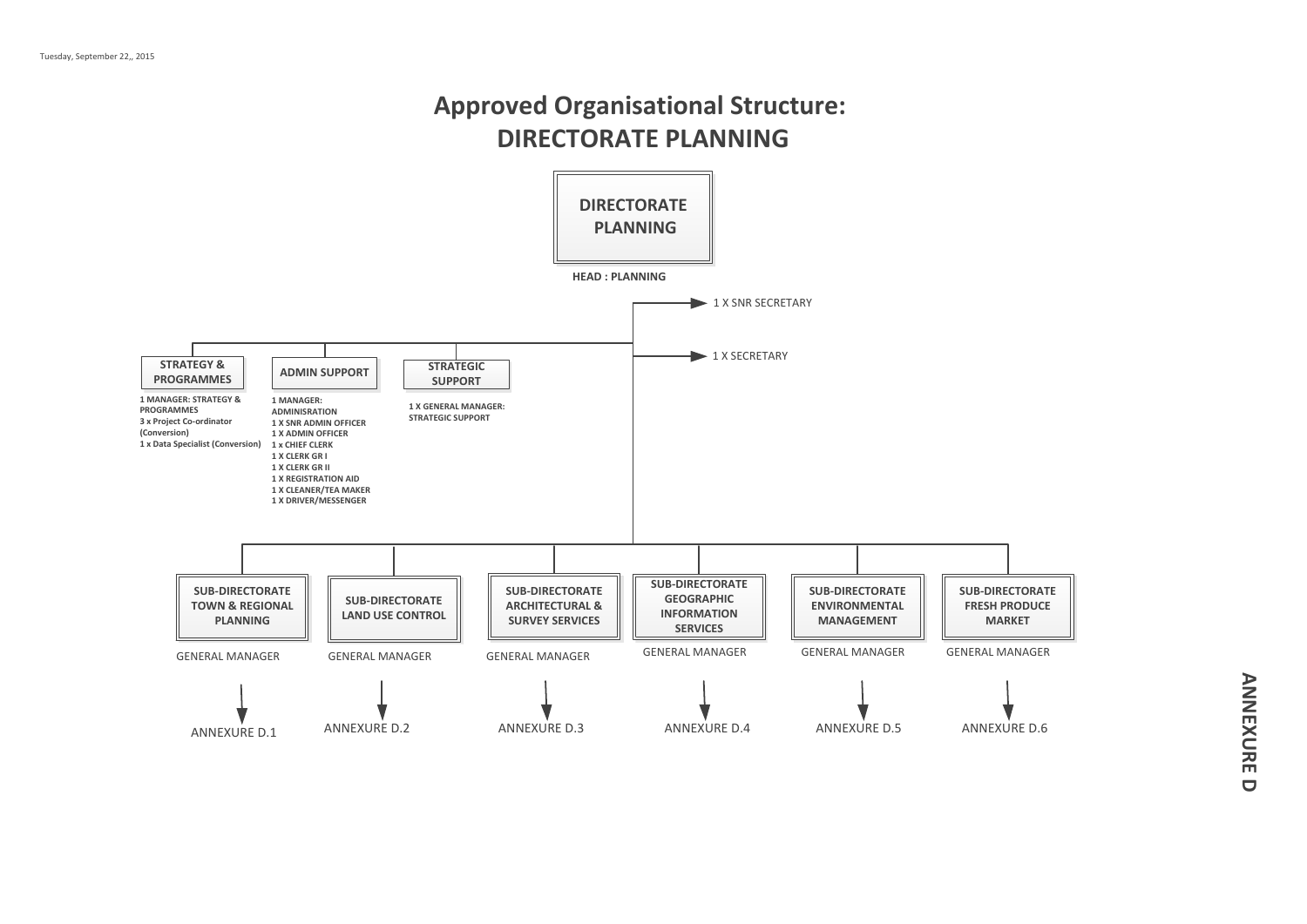Tuesday, September 22,, 2015

# Approved Organisational Structure:
# DIRECTORATE PLANNING

**DIRECTORATE PLANNING**

**HEAD : PLANNING**

- 1 X SNR SECRETARY
- 1 X SECRETARY

**STRATEGY & PROGRAMMES**

- 1 MANAGER: STRATEGY & PROGRAMMES
- 3 x Project Co-ordinator (Conversion)
- 1 x Data Specialist (Conversion)

**ADMIN SUPPORT**

- 1 MANAGER: ADMINISRATION
- 1 X SNR ADMIN OFFICER
- 1 X ADMIN OFFICER
- 1 x CHIEF CLERK
- 1 X CLERK GR I
- 1 X CLERK GR II
- 1 X REGISTRATION AID
- 1 X CLEANER/TEA MAKER
- 1 X DRIVER/MESSENGER

**STRATEGIC SUPPORT**

- 1 X GENERAL MANAGER: STRATEGIC SUPPORT

| Sub-Directorate | Head | Annexure |
| --- | --- | --- |
| SUB-DIRECTORATE TOWN & REGIONAL PLANNING | GENERAL MANAGER | ANNEXURE D.1 |
| SUB-DIRECTORATE LAND USE CONTROL | GENERAL MANAGER | ANNEXURE D.2 |
| SUB-DIRECTORATE ARCHITECTURAL & SURVEY SERVICES | GENERAL MANAGER | ANNEXURE D.3 |
| SUB-DIRECTORATE GEOGRAPHIC INFORMATION SERVICES | GENERAL MANAGER | ANNEXURE D.4 |
| SUB-DIRECTORATE ENVIRONMENTAL MANAGEMENT | GENERAL MANAGER | ANNEXURE D.5 |
| SUB-DIRECTORATE FRESH PRODUCE MARKET | GENERAL MANAGER | ANNEXURE D.6 |

ANNEXURE D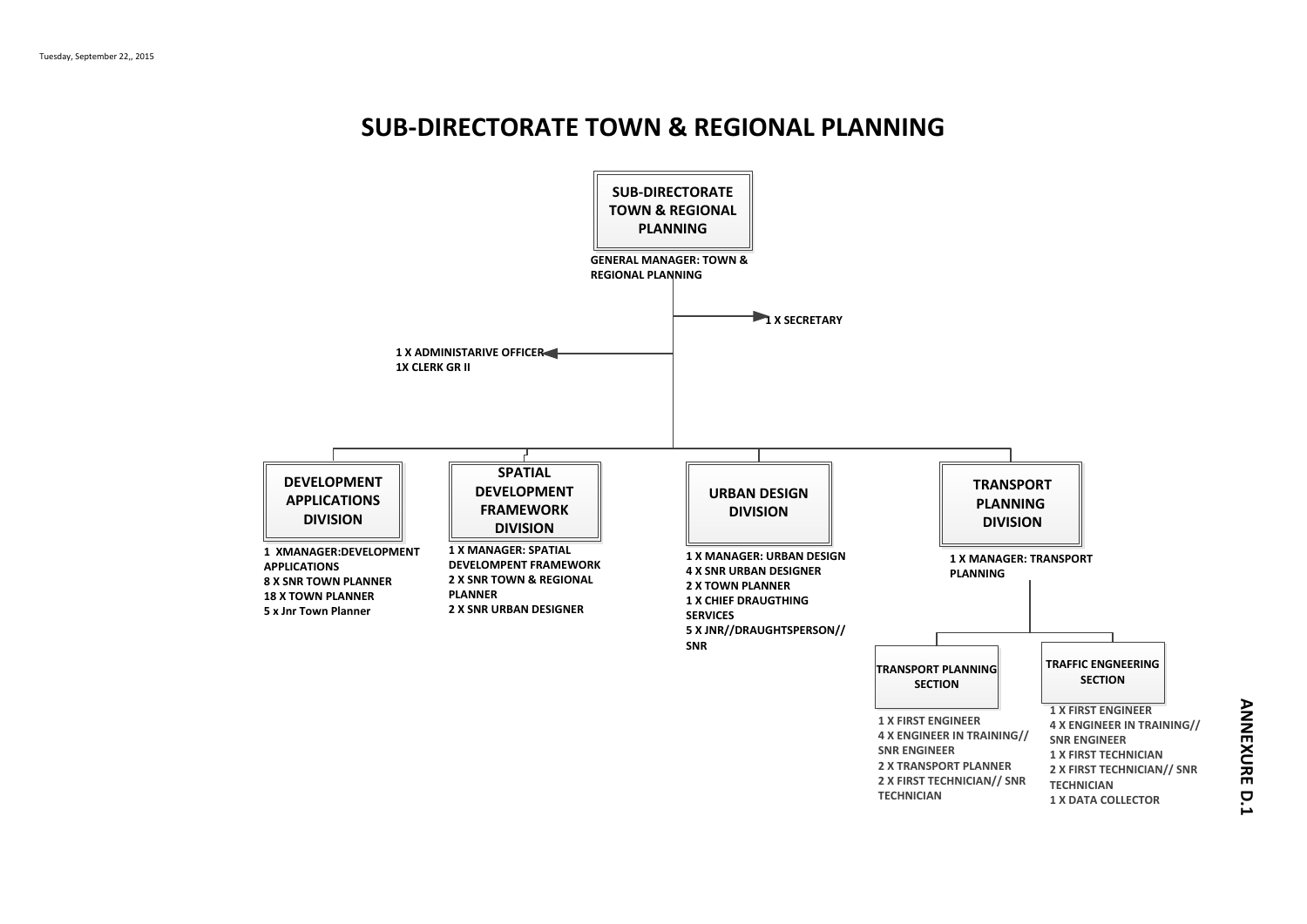# SUB-DIRECTORATE TOWN & REGIONAL PLANNING

## SUB-DIRECTORATE TOWN & REGIONAL PLANNING

**GENERAL MANAGER: TOWN & REGIONAL PLANNING**

- **1 X SECRETARY**
- **1 X ADMINISTARIVE OFFICER**
  **1X CLERK GR II**

### DEVELOPMENT APPLICATIONS DIVISION

**1 XMANAGER:DEVELOPMENT APPLICATIONS**
**8 X SNR TOWN PLANNER**
**18 X TOWN PLANNER**
**5 x Jnr Town Planner**

### SPATIAL DEVELOPMENT FRAMEWORK DIVISION

**1 X MANAGER: SPATIAL DEVELOMPENT FRAMEWORK**
**2 X SNR TOWN & REGIONAL PLANNER**
**2 X SNR URBAN DESIGNER**

### URBAN DESIGN DIVISION

**1 X MANAGER: URBAN DESIGN**
**4 X SNR URBAN DESIGNER**
**2 X TOWN PLANNER**
**1 X CHIEF DRAUGTHING SERVICES**
**5 X JNR//DRAUGHTSPERSON// SNR**

### TRANSPORT PLANNING DIVISION

**1 X MANAGER: TRANSPORT PLANNING**

#### TRANSPORT PLANNING SECTION

**1 X FIRST ENGINEER**
**4 X ENGINEER IN TRAINING// SNR ENGINEER**
**2 X TRANSPORT PLANNER**
**2 X FIRST TECHNICIAN// SNR TECHNICIAN**

#### TRAFFIC ENGNEERING SECTION

**1 X FIRST ENGINEER**
**4 X ENGINEER IN TRAINING// SNR ENGINEER**
**1 X FIRST TECHNICIAN**
**2 X FIRST TECHNICIAN// SNR TECHNICIAN**
**1 X DATA COLLECTOR**

**ANNEXURE D.1**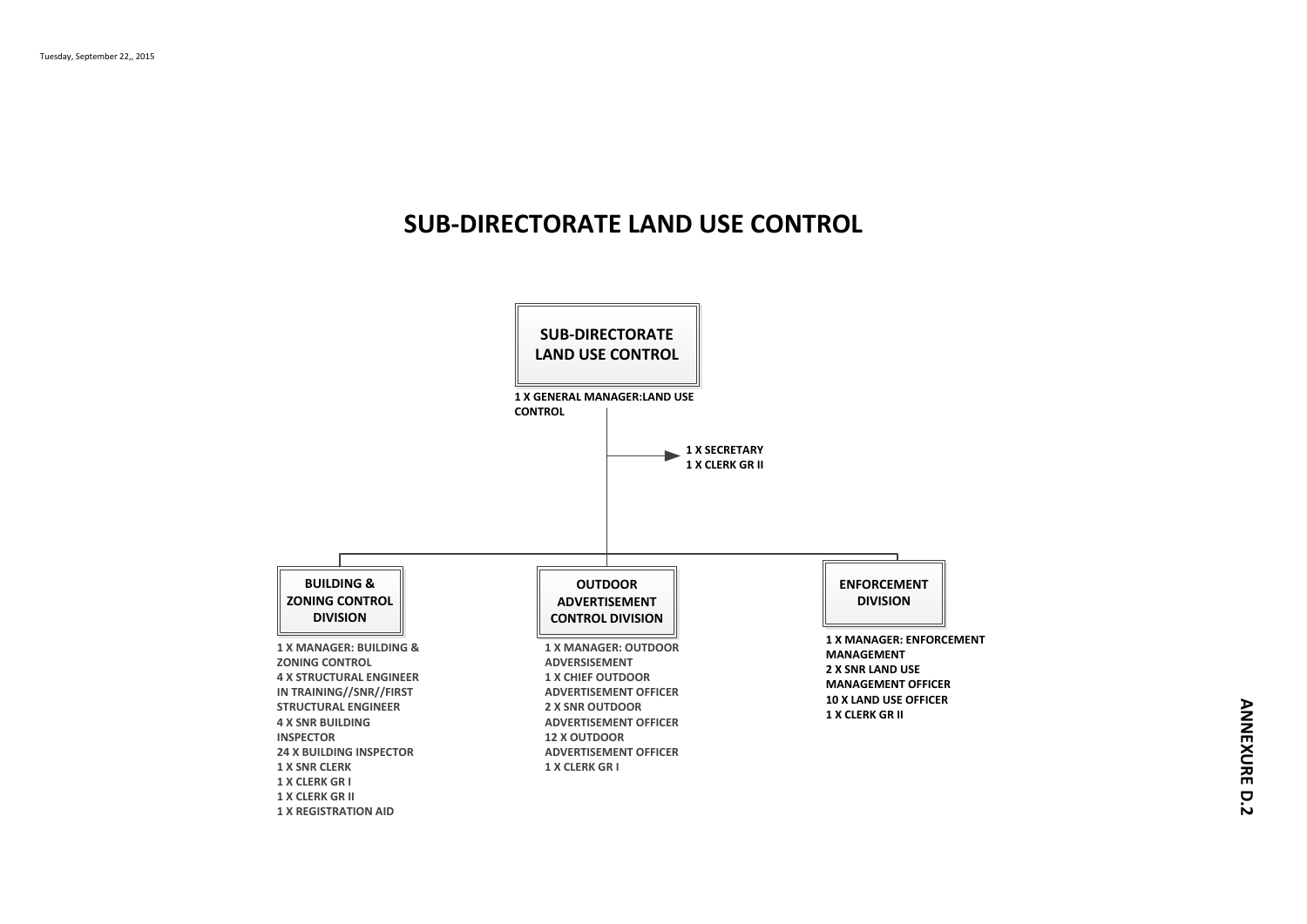# SUB-DIRECTORATE LAND USE CONTROL

**SUB-DIRECTORATE LAND USE CONTROL**

1 X GENERAL MANAGER:LAND USE CONTROL

- 1 X SECRETARY
- 1 X CLERK GR II

## BUILDING & ZONING CONTROL DIVISION

- 1 X MANAGER: BUILDING & ZONING CONTROL
- 4 X STRUCTURAL ENGINEER IN TRAINING//SNR//FIRST STRUCTURAL ENGINEER
- 4 X SNR BUILDING INSPECTOR
- 24 X BUILDING INSPECTOR
- 1 X SNR CLERK
- 1 X CLERK GR I
- 1 X CLERK GR II
- 1 X REGISTRATION AID

## OUTDOOR ADVERTISEMENT CONTROL DIVISION

- 1 X MANAGER: OUTDOOR ADVERSISEMENT
- 1 X CHIEF OUTDOOR ADVERTISEMENT OFFICER
- 2 X SNR OUTDOOR ADVERTISEMENT OFFICER
- 12 X OUTDOOR ADVERTISEMENT OFFICER
- 1 X CLERK GR I

## ENFORCEMENT DIVISION

- 1 X MANAGER: ENFORCEMENT MANAGEMENT
- 2 X SNR LAND USE MANAGEMENT OFFICER
- 10 X LAND USE OFFICER
- 1 X CLERK GR II

ANNEXURE D.2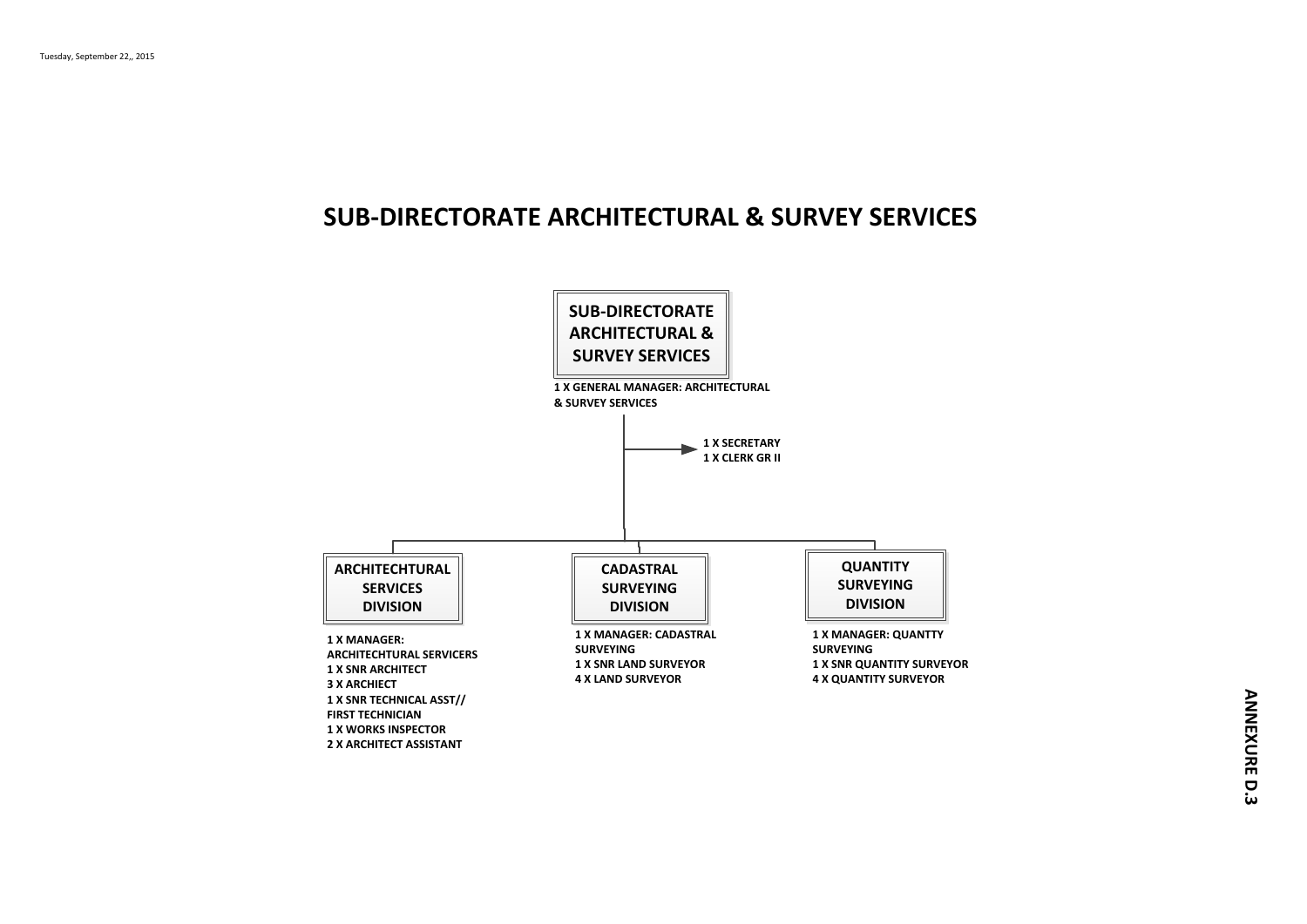# SUB-DIRECTORATE ARCHITECTURAL & SURVEY SERVICES

## SUB-DIRECTORATE ARCHITECTURAL & SURVEY SERVICES

1 X GENERAL MANAGER: ARCHITECTURAL & SURVEY SERVICES

- 1 X SECRETARY
- 1 X CLERK GR II

### ARCHITECHTURAL SERVICES DIVISION

1 X MANAGER: ARCHITECHTURAL SERVICERS
1 X SNR ARCHITECT
3 X ARCHIECT
1 X SNR TECHNICAL ASST// FIRST TECHNICIAN
1 X WORKS INSPECTOR
2 X ARCHITECT ASSISTANT

### CADASTRAL SURVEYING DIVISION

1 X MANAGER: CADASTRAL SURVEYING
1 X SNR LAND SURVEYOR
4 X LAND SURVEYOR

### QUANTITY SURVEYING DIVISION

1 X MANAGER: QUANTTY SURVEYING
1 X SNR QUANTITY SURVEYOR
4 X QUANTITY SURVEYOR

ANNEXURE D.3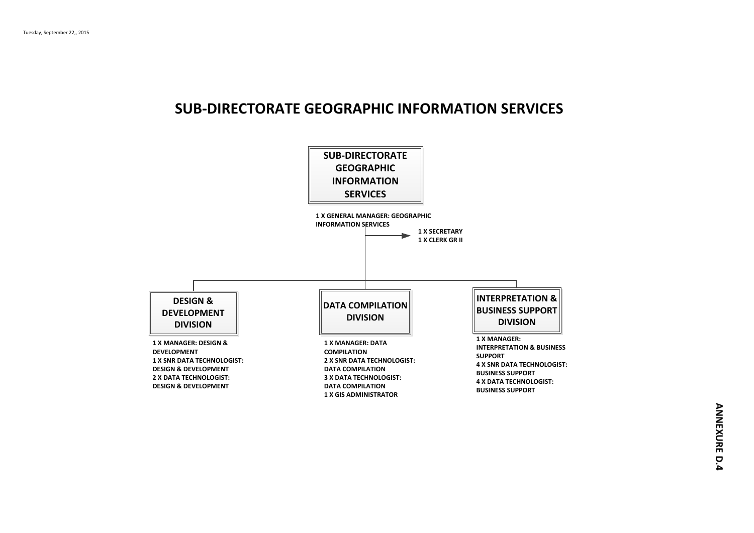Tuesday, September 22,, 2015

# SUB-DIRECTORATE GEOGRAPHIC INFORMATION SERVICES

## SUB-DIRECTORATE GEOGRAPHIC INFORMATION SERVICES

**1 X GENERAL MANAGER: GEOGRAPHIC INFORMATION SERVICES**

- **1 X SECRETARY**
- **1 X CLERK GR II**

### DESIGN & DEVELOPMENT DIVISION

**1 X MANAGER: DESIGN & DEVELOPMENT**
**1 X SNR DATA TECHNOLOGIST: DESIGN & DEVELOPMENT**
**2 X DATA TECHNOLOGIST: DESIGN & DEVELOPMENT**

### DATA COMPILATION DIVISION

**1 X MANAGER: DATA COMPILATION**
**2 X SNR DATA TECHNOLOGIST: DATA COMPILATION**
**3 X DATA TECHNOLOGIST: DATA COMPILATION**
**1 X GIS ADMINISTRATOR**

### INTERPRETATION & BUSINESS SUPPORT DIVISION

**1 X MANAGER: INTERPRETATION & BUSINESS SUPPORT**
**4 X SNR DATA TECHNOLOGIST: BUSINESS SUPPORT**
**4 X DATA TECHNOLOGIST: BUSINESS SUPPORT**

**ANNEXURE D.4**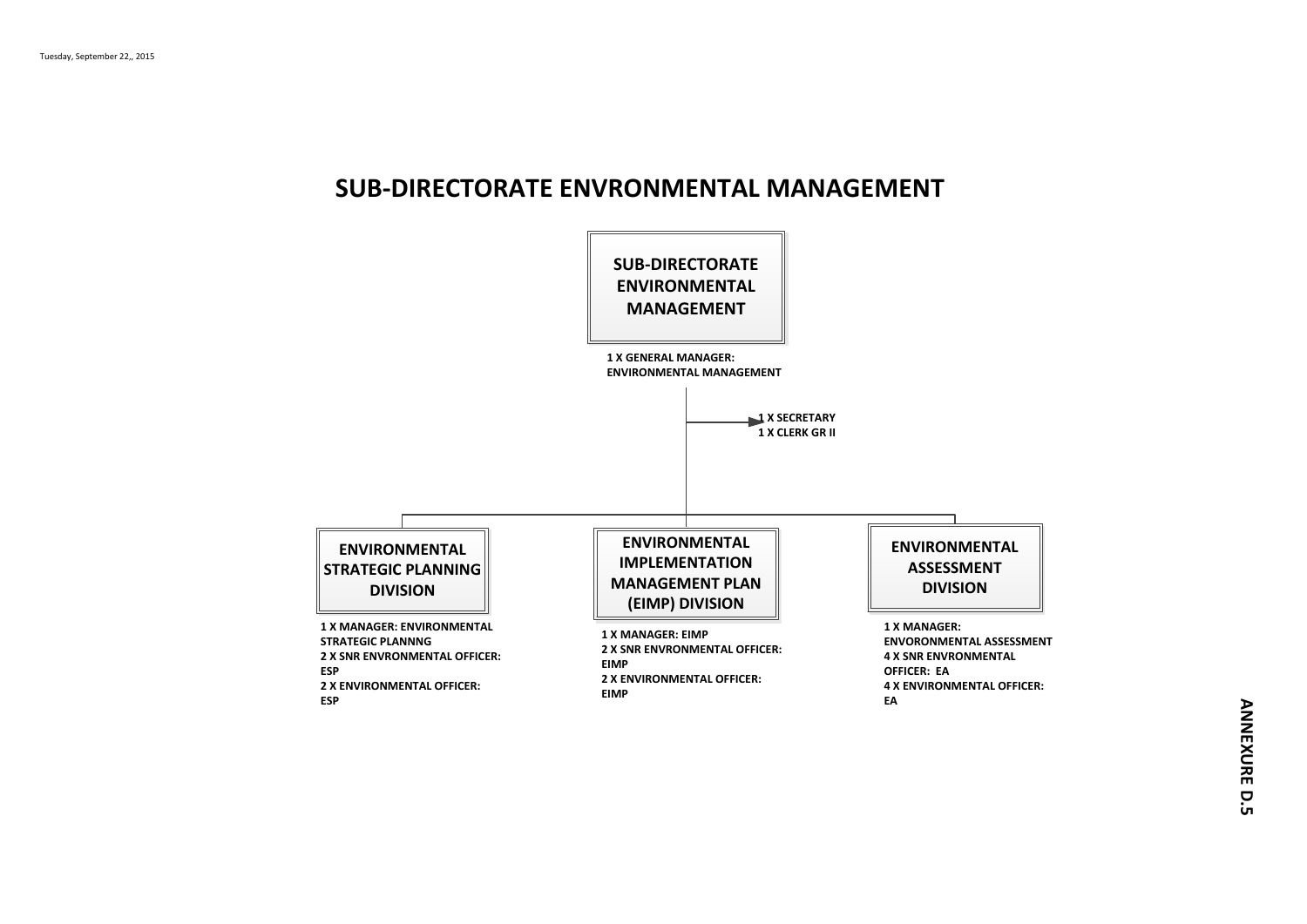Tuesday, September 22,, 2015

# SUB-DIRECTORATE ENVRONMENTAL MANAGEMENT

**SUB-DIRECTORATE ENVIRONMENTAL MANAGEMENT**

1 X GENERAL MANAGER: ENVIRONMENTAL MANAGEMENT

1 X SECRETARY
1 X CLERK GR II

**ENVIRONMENTAL STRATEGIC PLANNING DIVISION**

1 X MANAGER: ENVIRONMENTAL STRATEGIC PLANNNG
2 X SNR ENVRONMENTAL OFFICER: ESP
2 X ENVIRONMENTAL OFFICER: ESP

**ENVIRONMENTAL IMPLEMENTATION MANAGEMENT PLAN (EIMP) DIVISION**

1 X MANAGER: EIMP
2 X SNR ENVRONMENTAL OFFICER: EIMP
2 X ENVIRONMENTAL OFFICER: EIMP

**ENVIRONMENTAL ASSESSMENT DIVISION**

1 X MANAGER: ENVORONMENTAL ASSESSMENT
4 X SNR ENVRONMENTAL OFFICER: EA
4 X ENVIRONMENTAL OFFICER: EA

ANNEXURE D.5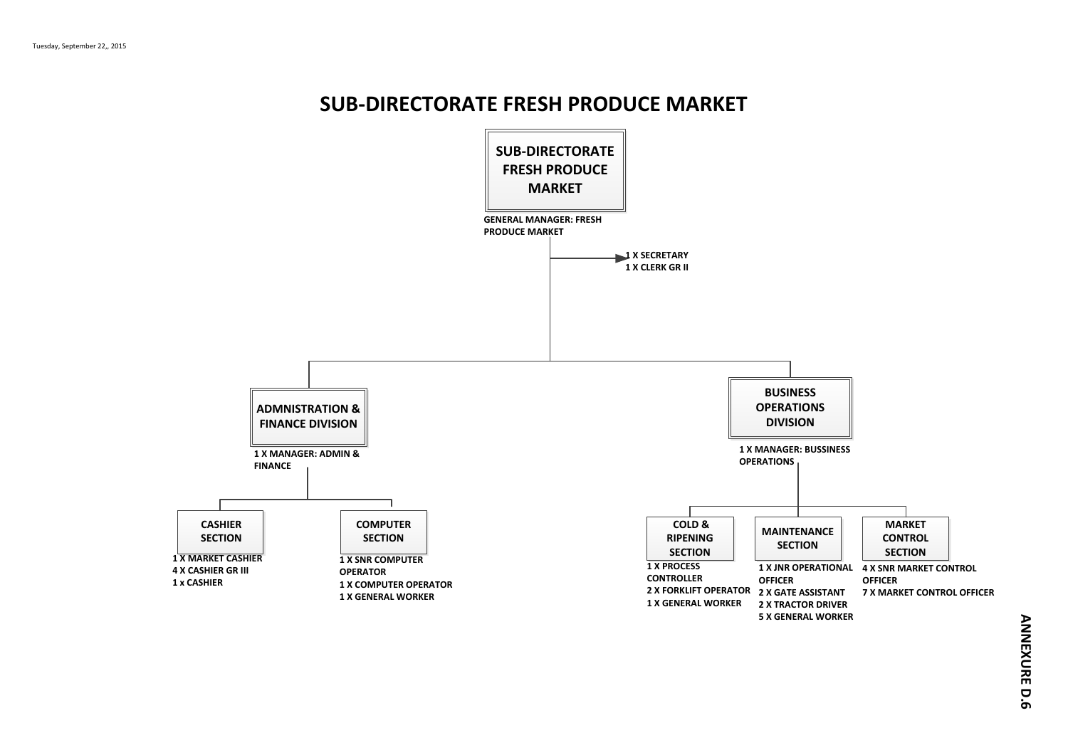# SUB-DIRECTORATE FRESH PRODUCE MARKET

**SUB-DIRECTORATE FRESH PRODUCE MARKET**

GENERAL MANAGER: FRESH PRODUCE MARKET

1 X SECRETARY
1 X CLERK GR II

**ADMNISTRATION & FINANCE DIVISION**

1 X MANAGER: ADMIN & FINANCE

**CASHIER SECTION**

1 X MARKET CASHIER
4 X CASHIER GR III
1 x CASHIER

**COMPUTER SECTION**

1 X SNR COMPUTER OPERATOR
1 X COMPUTER OPERATOR
1 X GENERAL WORKER

**BUSINESS OPERATIONS DIVISION**

1 X MANAGER: BUSSINESS OPERATIONS

**COLD & RIPENING SECTION**

1 X PROCESS CONTROLLER
2 X FORKLIFT OPERATOR
1 X GENERAL WORKER

**MAINTENANCE SECTION**

1 X JNR OPERATIONAL OFFICER
2 X GATE ASSISTANT
2 X TRACTOR DRIVER
5 X GENERAL WORKER

**MARKET CONTROL SECTION**

4 X SNR MARKET CONTROL OFFICER
7 X MARKET CONTROL OFFICER

ANNEXURE D.6